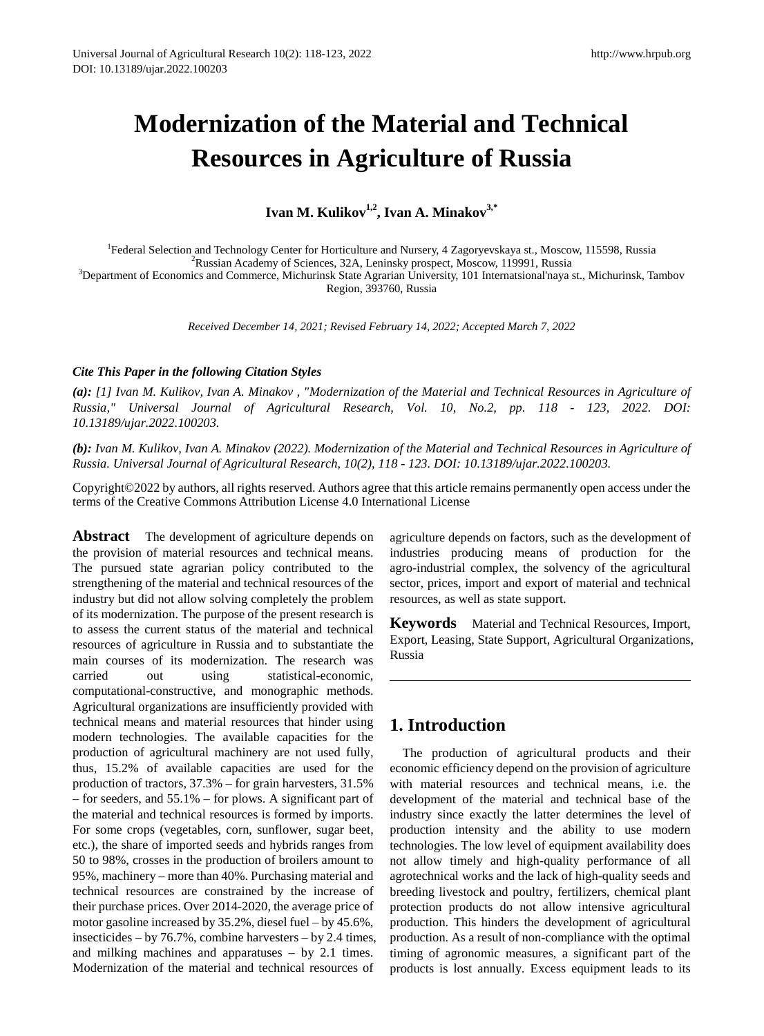# Modernization of the Material and Technical Resources in Agriculture of Russia

**Ivan M. Kulikov[1,2], Ivan A. Minakov[3,*]**

[1]Federal Selection and Technology Center for Horticulture and Nursery, 4 Zagoryevskaya st., Moscow, 115598, Russia
[2]Russian Academy of Sciences, 32A, Leninsky prospect, Moscow, 119991, Russia
[3]Department of Economics and Commerce, Michurinsk State Agrarian University, 101 Internatsional'naya st., Michurinsk, Tambov Region, 393760, Russia

*Received December 14, 2021; Revised February 14, 2022; Accepted March 7, 2022*

***Cite This Paper in the following Citation Styles***

***(a):*** *[1] Ivan M. Kulikov, Ivan A. Minakov , "Modernization of the Material and Technical Resources in Agriculture of Russia," Universal Journal of Agricultural Research, Vol. 10, No.2, pp. 118 - 123, 2022. DOI: 10.13189/ujar.2022.100203.*

***(b):*** *Ivan M. Kulikov, Ivan A. Minakov (2022). Modernization of the Material and Technical Resources in Agriculture of Russia. Universal Journal of Agricultural Research, 10(2), 118 - 123. DOI: 10.13189/ujar.2022.100203.*

Copyright©2022 by authors, all rights reserved. Authors agree that this article remains permanently open access under the terms of the Creative Commons Attribution License 4.0 International License

**Abstract** The development of agriculture depends on the provision of material resources and technical means. The pursued state agrarian policy contributed to the strengthening of the material and technical resources of the industry but did not allow solving completely the problem of its modernization. The purpose of the present research is to assess the current status of the material and technical resources of agriculture in Russia and to substantiate the main courses of its modernization. The research was carried out using statistical-economic, computational-constructive, and monographic methods. Agricultural organizations are insufficiently provided with technical means and material resources that hinder using modern technologies. The available capacities for the production of agricultural machinery are not used fully, thus, 15.2% of available capacities are used for the production of tractors, 37.3% – for grain harvesters, 31.5% – for seeders, and 55.1% – for plows. A significant part of the material and technical resources is formed by imports. For some crops (vegetables, corn, sunflower, sugar beet, etc.), the share of imported seeds and hybrids ranges from 50 to 98%, crosses in the production of broilers amount to 95%, machinery – more than 40%. Purchasing material and technical resources are constrained by the increase of their purchase prices. Over 2014-2020, the average price of motor gasoline increased by 35.2%, diesel fuel – by 45.6%, insecticides – by 76.7%, combine harvesters – by 2.4 times, and milking machines and apparatuses – by 2.1 times. Modernization of the material and technical resources of agriculture depends on factors, such as the development of industries producing means of production for the agro-industrial complex, the solvency of the agricultural sector, prices, import and export of material and technical resources, as well as state support.

**Keywords** Material and Technical Resources, Import, Export, Leasing, State Support, Agricultural Organizations, Russia

## 1. Introduction

The production of agricultural products and their economic efficiency depend on the provision of agriculture with material resources and technical means, i.e. the development of the material and technical base of the industry since exactly the latter determines the level of production intensity and the ability to use modern technologies. The low level of equipment availability does not allow timely and high-quality performance of all agrotechnical works and the lack of high-quality seeds and breeding livestock and poultry, fertilizers, chemical plant protection products do not allow intensive agricultural production. This hinders the development of agricultural production. As a result of non-compliance with the optimal timing of agronomic measures, a significant part of the products is lost annually. Excess equipment leads to its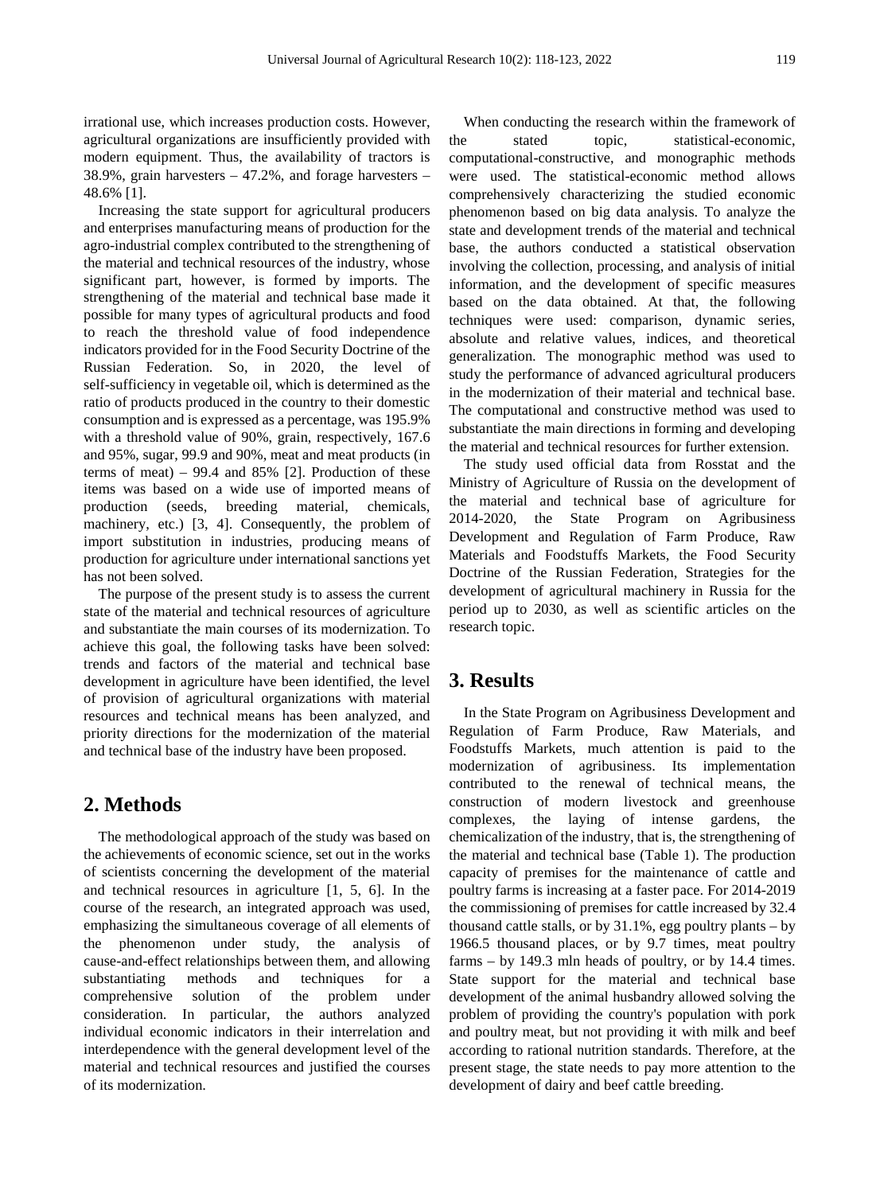irrational use, which increases production costs. However, agricultural organizations are insufficiently provided with modern equipment. Thus, the availability of tractors is 38.9%, grain harvesters – 47.2%, and forage harvesters – 48.6% [1].

Increasing the state support for agricultural producers and enterprises manufacturing means of production for the agro-industrial complex contributed to the strengthening of the material and technical resources of the industry, whose significant part, however, is formed by imports. The strengthening of the material and technical base made it possible for many types of agricultural products and food to reach the threshold value of food independence indicators provided for in the Food Security Doctrine of the Russian Federation. So, in 2020, the level of self-sufficiency in vegetable oil, which is determined as the ratio of products produced in the country to their domestic consumption and is expressed as a percentage, was 195.9% with a threshold value of 90%, grain, respectively, 167.6 and 95%, sugar, 99.9 and 90%, meat and meat products (in terms of meat) – 99.4 and 85% [2]. Production of these items was based on a wide use of imported means of production (seeds, breeding material, chemicals, machinery, etc.) [3, 4]. Consequently, the problem of import substitution in industries, producing means of production for agriculture under international sanctions yet has not been solved.

The purpose of the present study is to assess the current state of the material and technical resources of agriculture and substantiate the main courses of its modernization. To achieve this goal, the following tasks have been solved: trends and factors of the material and technical base development in agriculture have been identified, the level of provision of agricultural organizations with material resources and technical means has been analyzed, and priority directions for the modernization of the material and technical base of the industry have been proposed.

## 2. Methods

The methodological approach of the study was based on the achievements of economic science, set out in the works of scientists concerning the development of the material and technical resources in agriculture [1, 5, 6]. In the course of the research, an integrated approach was used, emphasizing the simultaneous coverage of all elements of the phenomenon under study, the analysis of cause-and-effect relationships between them, and allowing substantiating methods and techniques for a comprehensive solution of the problem under consideration. In particular, the authors analyzed individual economic indicators in their interrelation and interdependence with the general development level of the material and technical resources and justified the courses of its modernization.

When conducting the research within the framework of the stated topic, statistical-economic, computational-constructive, and monographic methods were used. The statistical-economic method allows comprehensively characterizing the studied economic phenomenon based on big data analysis. To analyze the state and development trends of the material and technical base, the authors conducted a statistical observation involving the collection, processing, and analysis of initial information, and the development of specific measures based on the data obtained. At that, the following techniques were used: comparison, dynamic series, absolute and relative values, indices, and theoretical generalization. The monographic method was used to study the performance of advanced agricultural producers in the modernization of their material and technical base. The computational and constructive method was used to substantiate the main directions in forming and developing the material and technical resources for further extension.

The study used official data from Rosstat and the Ministry of Agriculture of Russia on the development of the material and technical base of agriculture for 2014-2020, the State Program on Agribusiness Development and Regulation of Farm Produce, Raw Materials and Foodstuffs Markets, the Food Security Doctrine of the Russian Federation, Strategies for the development of agricultural machinery in Russia for the period up to 2030, as well as scientific articles on the research topic.

## 3. Results

In the State Program on Agribusiness Development and Regulation of Farm Produce, Raw Materials, and Foodstuffs Markets, much attention is paid to the modernization of agribusiness. Its implementation contributed to the renewal of technical means, the construction of modern livestock and greenhouse complexes, the laying of intense gardens, the chemicalization of the industry, that is, the strengthening of the material and technical base (Table 1). The production capacity of premises for the maintenance of cattle and poultry farms is increasing at a faster pace. For 2014-2019 the commissioning of premises for cattle increased by 32.4 thousand cattle stalls, or by 31.1%, egg poultry plants – by 1966.5 thousand places, or by 9.7 times, meat poultry farms – by 149.3 mln heads of poultry, or by 14.4 times. State support for the material and technical base development of the animal husbandry allowed solving the problem of providing the country's population with pork and poultry meat, but not providing it with milk and beef according to rational nutrition standards. Therefore, at the present stage, the state needs to pay more attention to the development of dairy and beef cattle breeding.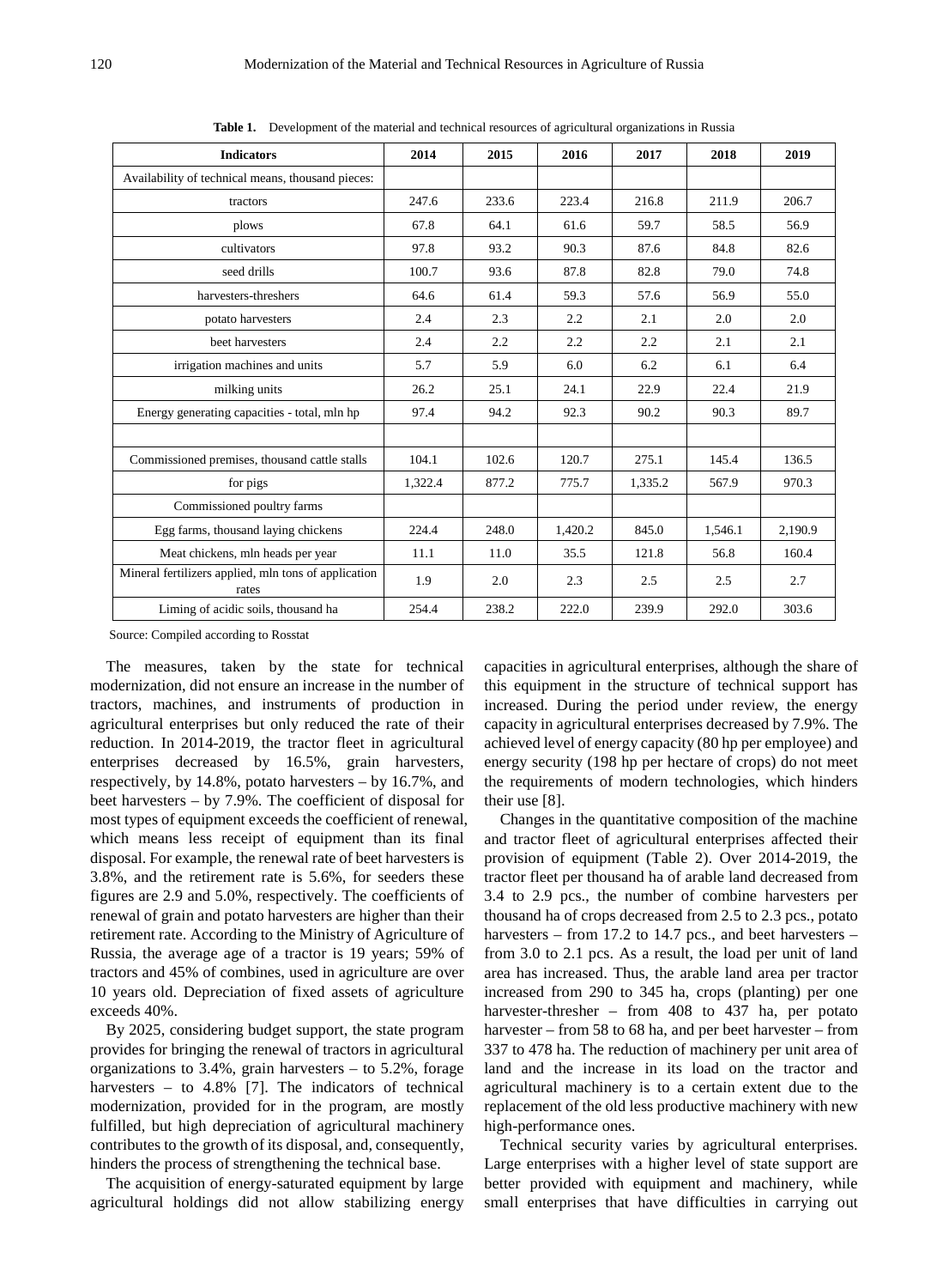**Table 1.** Development of the material and technical resources of agricultural organizations in Russia

| Indicators | 2014 | 2015 | 2016 | 2017 | 2018 | 2019 |
|---|---|---|---|---|---|---|
| Availability of technical means, thousand pieces: | | | | | | |
| tractors | 247.6 | 233.6 | 223.4 | 216.8 | 211.9 | 206.7 |
| plows | 67.8 | 64.1 | 61.6 | 59.7 | 58.5 | 56.9 |
| cultivators | 97.8 | 93.2 | 90.3 | 87.6 | 84.8 | 82.6 |
| seed drills | 100.7 | 93.6 | 87.8 | 82.8 | 79.0 | 74.8 |
| harvesters-threshers | 64.6 | 61.4 | 59.3 | 57.6 | 56.9 | 55.0 |
| potato harvesters | 2.4 | 2.3 | 2.2 | 2.1 | 2.0 | 2.0 |
| beet harvesters | 2.4 | 2.2 | 2.2 | 2.2 | 2.1 | 2.1 |
| irrigation machines and units | 5.7 | 5.9 | 6.0 | 6.2 | 6.1 | 6.4 |
| milking units | 26.2 | 25.1 | 24.1 | 22.9 | 22.4 | 21.9 |
| Energy generating capacities - total, mln hp | 97.4 | 94.2 | 92.3 | 90.2 | 90.3 | 89.7 |
| | | | | | | |
| Commissioned premises, thousand cattle stalls | 104.1 | 102.6 | 120.7 | 275.1 | 145.4 | 136.5 |
| for pigs | 1,322.4 | 877.2 | 775.7 | 1,335.2 | 567.9 | 970.3 |
| Commissioned poultry farms | | | | | | |
| Egg farms, thousand laying chickens | 224.4 | 248.0 | 1,420.2 | 845.0 | 1,546.1 | 2,190.9 |
| Meat chickens, mln heads per year | 11.1 | 11.0 | 35.5 | 121.8 | 56.8 | 160.4 |
| Mineral fertilizers applied, mln tons of application rates | 1.9 | 2.0 | 2.3 | 2.5 | 2.5 | 2.7 |
| Liming of acidic soils, thousand ha | 254.4 | 238.2 | 222.0 | 239.9 | 292.0 | 303.6 |

Source: Compiled according to Rosstat

The measures, taken by the state for technical modernization, did not ensure an increase in the number of tractors, machines, and instruments of production in agricultural enterprises but only reduced the rate of their reduction. In 2014-2019, the tractor fleet in agricultural enterprises decreased by 16.5%, grain harvesters, respectively, by 14.8%, potato harvesters – by 16.7%, and beet harvesters – by 7.9%. The coefficient of disposal for most types of equipment exceeds the coefficient of renewal, which means less receipt of equipment than its final disposal. For example, the renewal rate of beet harvesters is 3.8%, and the retirement rate is 5.6%, for seeders these figures are 2.9 and 5.0%, respectively. The coefficients of renewal of grain and potato harvesters are higher than their retirement rate. According to the Ministry of Agriculture of Russia, the average age of a tractor is 19 years; 59% of tractors and 45% of combines, used in agriculture are over 10 years old. Depreciation of fixed assets of agriculture exceeds 40%.

By 2025, considering budget support, the state program provides for bringing the renewal of tractors in agricultural organizations to 3.4%, grain harvesters – to 5.2%, forage harvesters – to 4.8% [7]. The indicators of technical modernization, provided for in the program, are mostly fulfilled, but high depreciation of agricultural machinery contributes to the growth of its disposal, and, consequently, hinders the process of strengthening the technical base.

The acquisition of energy-saturated equipment by large agricultural holdings did not allow stabilizing energy capacities in agricultural enterprises, although the share of this equipment in the structure of technical support has increased. During the period under review, the energy capacity in agricultural enterprises decreased by 7.9%. The achieved level of energy capacity (80 hp per employee) and energy security (198 hp per hectare of crops) do not meet the requirements of modern technologies, which hinders their use [8].

Changes in the quantitative composition of the machine and tractor fleet of agricultural enterprises affected their provision of equipment (Table 2). Over 2014-2019, the tractor fleet per thousand ha of arable land decreased from 3.4 to 2.9 pcs., the number of combine harvesters per thousand ha of crops decreased from 2.5 to 2.3 pcs., potato harvesters – from 17.2 to 14.7 pcs., and beet harvesters – from 3.0 to 2.1 pcs. As a result, the load per unit of land area has increased. Thus, the arable land area per tractor increased from 290 to 345 ha, crops (planting) per one harvester-thresher – from 408 to 437 ha, per potato harvester – from 58 to 68 ha, and per beet harvester – from 337 to 478 ha. The reduction of machinery per unit area of land and the increase in its load on the tractor and agricultural machinery is to a certain extent due to the replacement of the old less productive machinery with new high-performance ones.

Technical security varies by agricultural enterprises. Large enterprises with a higher level of state support are better provided with equipment and machinery, while small enterprises that have difficulties in carrying out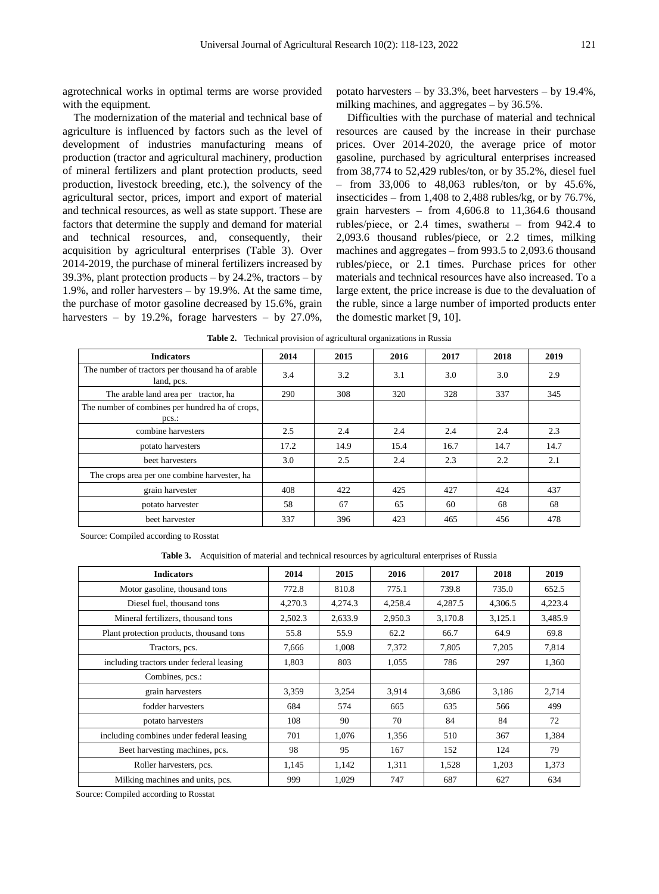agrotechnical works in optimal terms are worse provided with the equipment.

The modernization of the material and technical base of agriculture is influenced by factors such as the level of development of industries manufacturing means of production (tractor and agricultural machinery, production of mineral fertilizers and plant protection products, seed production, livestock breeding, etc.), the solvency of the agricultural sector, prices, import and export of material and technical resources, as well as state support. These are factors that determine the supply and demand for material and technical resources, and, consequently, their acquisition by agricultural enterprises (Table 3). Over 2014-2019, the purchase of mineral fertilizers increased by 39.3%, plant protection products – by 24.2%, tractors – by 1.9%, and roller harvesters – by 19.9%. At the same time, the purchase of motor gasoline decreased by 15.6%, grain harvesters – by 19.2%, forage harvesters – by 27.0%, potato harvesters – by 33.3%, beet harvesters – by 19.4%, milking machines, and aggregates – by 36.5%.

Difficulties with the purchase of material and technical resources are caused by the increase in their purchase prices. Over 2014-2020, the average price of motor gasoline, purchased by agricultural enterprises increased from 38,774 to 52,429 rubles/ton, or by 35.2%, diesel fuel – from 33,006 to 48,063 rubles/ton, or by 45.6%, insecticides – from 1,408 to 2,488 rubles/kg, or by 76.7%, grain harvesters – from 4,606.8 to 11,364.6 thousand rubles/piece, or 2.4 times, swatherы – from 942.4 to 2,093.6 thousand rubles/piece, or 2.2 times, milking machines and aggregates – from 993.5 to 2,093.6 thousand rubles/piece, or 2.1 times. Purchase prices for other materials and technical resources have also increased. To a large extent, the price increase is due to the devaluation of the ruble, since a large number of imported products enter the domestic market [9, 10].

**Table 2.** Technical provision of agricultural organizations in Russia

| Indicators | 2014 | 2015 | 2016 | 2017 | 2018 | 2019 |
|---|---|---|---|---|---|---|
| The number of tractors per thousand ha of arable land, pcs. | 3.4 | 3.2 | 3.1 | 3.0 | 3.0 | 2.9 |
| The arable land area per tractor, ha | 290 | 308 | 320 | 328 | 337 | 345 |
| The number of combines per hundred ha of crops, pcs.: | | | | | | |
| combine harvesters | 2.5 | 2.4 | 2.4 | 2.4 | 2.4 | 2.3 |
| potato harvesters | 17.2 | 14.9 | 15.4 | 16.7 | 14.7 | 14.7 |
| beet harvesters | 3.0 | 2.5 | 2.4 | 2.3 | 2.2 | 2.1 |
| The crops area per one combine harvester, ha | | | | | | |
| grain harvester | 408 | 422 | 425 | 427 | 424 | 437 |
| potato harvester | 58 | 67 | 65 | 60 | 68 | 68 |
| beet harvester | 337 | 396 | 423 | 465 | 456 | 478 |

Source: Compiled according to Rosstat

**Table 3.** Acquisition of material and technical resources by agricultural enterprises of Russia

| Indicators | 2014 | 2015 | 2016 | 2017 | 2018 | 2019 |
|---|---|---|---|---|---|---|
| Motor gasoline, thousand tons | 772.8 | 810.8 | 775.1 | 739.8 | 735.0 | 652.5 |
| Diesel fuel, thousand tons | 4,270.3 | 4,274.3 | 4,258.4 | 4,287.5 | 4,306.5 | 4,223.4 |
| Mineral fertilizers, thousand tons | 2,502.3 | 2,633.9 | 2,950.3 | 3,170.8 | 3,125.1 | 3,485.9 |
| Plant protection products, thousand tons | 55.8 | 55.9 | 62.2 | 66.7 | 64.9 | 69.8 |
| Tractors, pcs. | 7,666 | 1,008 | 7,372 | 7,805 | 7,205 | 7,814 |
| including tractors under federal leasing | 1,803 | 803 | 1,055 | 786 | 297 | 1,360 |
| Combines, pcs.: | | | | | | |
| grain harvesters | 3,359 | 3,254 | 3,914 | 3,686 | 3,186 | 2,714 |
| fodder harvesters | 684 | 574 | 665 | 635 | 566 | 499 |
| potato harvesters | 108 | 90 | 70 | 84 | 84 | 72 |
| including combines under federal leasing | 701 | 1,076 | 1,356 | 510 | 367 | 1,384 |
| Beet harvesting machines, pcs. | 98 | 95 | 167 | 152 | 124 | 79 |
| Roller harvesters, pcs. | 1,145 | 1,142 | 1,311 | 1,528 | 1,203 | 1,373 |
| Milking machines and units, pcs. | 999 | 1,029 | 747 | 687 | 627 | 634 |

Source: Compiled according to Rosstat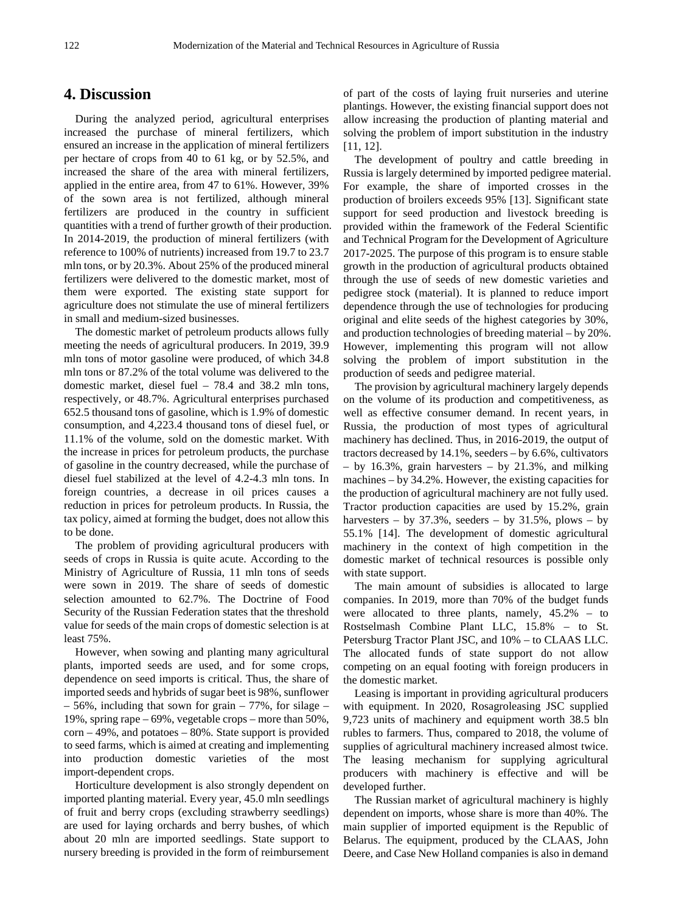## 4. Discussion

During the analyzed period, agricultural enterprises increased the purchase of mineral fertilizers, which ensured an increase in the application of mineral fertilizers per hectare of crops from 40 to 61 kg, or by 52.5%, and increased the share of the area with mineral fertilizers, applied in the entire area, from 47 to 61%. However, 39% of the sown area is not fertilized, although mineral fertilizers are produced in the country in sufficient quantities with a trend of further growth of their production. In 2014-2019, the production of mineral fertilizers (with reference to 100% of nutrients) increased from 19.7 to 23.7 mln tons, or by 20.3%. About 25% of the produced mineral fertilizers were delivered to the domestic market, most of them were exported. The existing state support for agriculture does not stimulate the use of mineral fertilizers in small and medium-sized businesses.

The domestic market of petroleum products allows fully meeting the needs of agricultural producers. In 2019, 39.9 mln tons of motor gasoline were produced, of which 34.8 mln tons or 87.2% of the total volume was delivered to the domestic market, diesel fuel – 78.4 and 38.2 mln tons, respectively, or 48.7%. Agricultural enterprises purchased 652.5 thousand tons of gasoline, which is 1.9% of domestic consumption, and 4,223.4 thousand tons of diesel fuel, or 11.1% of the volume, sold on the domestic market. With the increase in prices for petroleum products, the purchase of gasoline in the country decreased, while the purchase of diesel fuel stabilized at the level of 4.2-4.3 mln tons. In foreign countries, a decrease in oil prices causes a reduction in prices for petroleum products. In Russia, the tax policy, aimed at forming the budget, does not allow this to be done.

The problem of providing agricultural producers with seeds of crops in Russia is quite acute. According to the Ministry of Agriculture of Russia, 11 mln tons of seeds were sown in 2019. The share of seeds of domestic selection amounted to 62.7%. The Doctrine of Food Security of the Russian Federation states that the threshold value for seeds of the main crops of domestic selection is at least 75%.

However, when sowing and planting many agricultural plants, imported seeds are used, and for some crops, dependence on seed imports is critical. Thus, the share of imported seeds and hybrids of sugar beet is 98%, sunflower – 56%, including that sown for grain – 77%, for silage – 19%, spring rape – 69%, vegetable crops – more than 50%, corn – 49%, and potatoes – 80%. State support is provided to seed farms, which is aimed at creating and implementing into production domestic varieties of the most import-dependent crops.

Horticulture development is also strongly dependent on imported planting material. Every year, 45.0 mln seedlings of fruit and berry crops (excluding strawberry seedlings) are used for laying orchards and berry bushes, of which about 20 mln are imported seedlings. State support to nursery breeding is provided in the form of reimbursement of part of the costs of laying fruit nurseries and uterine plantings. However, the existing financial support does not allow increasing the production of planting material and solving the problem of import substitution in the industry [11, 12].

The development of poultry and cattle breeding in Russia is largely determined by imported pedigree material. For example, the share of imported crosses in the production of broilers exceeds 95% [13]. Significant state support for seed production and livestock breeding is provided within the framework of the Federal Scientific and Technical Program for the Development of Agriculture 2017-2025. The purpose of this program is to ensure stable growth in the production of agricultural products obtained through the use of seeds of new domestic varieties and pedigree stock (material). It is planned to reduce import dependence through the use of technologies for producing original and elite seeds of the highest categories by 30%, and production technologies of breeding material – by 20%. However, implementing this program will not allow solving the problem of import substitution in the production of seeds and pedigree material.

The provision by agricultural machinery largely depends on the volume of its production and competitiveness, as well as effective consumer demand. In recent years, in Russia, the production of most types of agricultural machinery has declined. Thus, in 2016-2019, the output of tractors decreased by 14.1%, seeders – by 6.6%, cultivators – by 16.3%, grain harvesters – by 21.3%, and milking machines – by 34.2%. However, the existing capacities for the production of agricultural machinery are not fully used. Tractor production capacities are used by 15.2%, grain harvesters – by 37.3%, seeders – by 31.5%, plows – by 55.1% [14]. The development of domestic agricultural machinery in the context of high competition in the domestic market of technical resources is possible only with state support.

The main amount of subsidies is allocated to large companies. In 2019, more than 70% of the budget funds were allocated to three plants, namely, 45.2% – to Rostselmash Combine Plant LLC, 15.8% – to St. Petersburg Tractor Plant JSC, and 10% – to CLAAS LLC. The allocated funds of state support do not allow competing on an equal footing with foreign producers in the domestic market.

Leasing is important in providing agricultural producers with equipment. In 2020, Rosagroleasing JSC supplied 9,723 units of machinery and equipment worth 38.5 bln rubles to farmers. Thus, compared to 2018, the volume of supplies of agricultural machinery increased almost twice. The leasing mechanism for supplying agricultural producers with machinery is effective and will be developed further.

The Russian market of agricultural machinery is highly dependent on imports, whose share is more than 40%. The main supplier of imported equipment is the Republic of Belarus. The equipment, produced by the CLAAS, John Deere, and Case New Holland companies is also in demand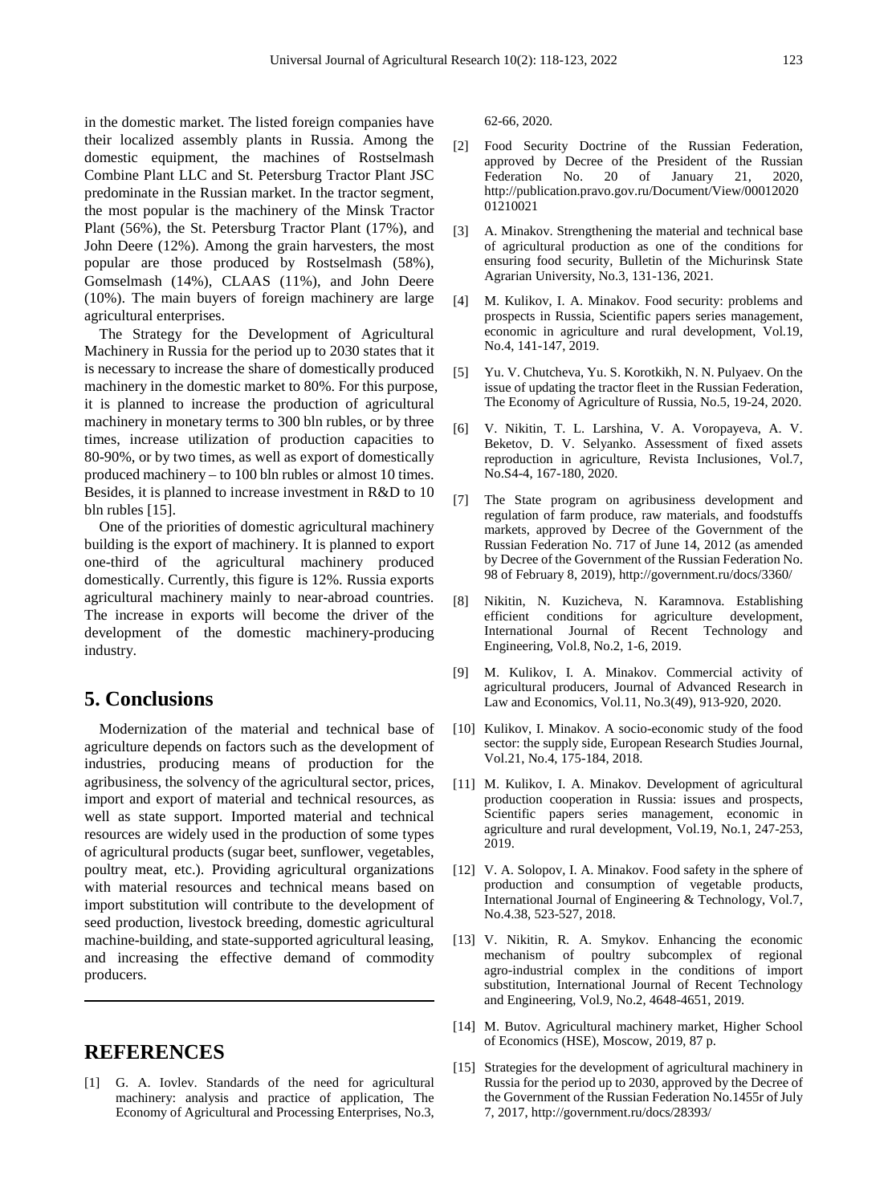in the domestic market. The listed foreign companies have their localized assembly plants in Russia. Among the domestic equipment, the machines of Rostselmash Combine Plant LLC and St. Petersburg Tractor Plant JSC predominate in the Russian market. In the tractor segment, the most popular is the machinery of the Minsk Tractor Plant (56%), the St. Petersburg Tractor Plant (17%), and John Deere (12%). Among the grain harvesters, the most popular are those produced by Rostselmash (58%), Gomselmash (14%), CLAAS (11%), and John Deere (10%). The main buyers of foreign machinery are large agricultural enterprises.

The Strategy for the Development of Agricultural Machinery in Russia for the period up to 2030 states that it is necessary to increase the share of domestically produced machinery in the domestic market to 80%. For this purpose, it is planned to increase the production of agricultural machinery in monetary terms to 300 bln rubles, or by three times, increase utilization of production capacities to 80-90%, or by two times, as well as export of domestically produced machinery – to 100 bln rubles or almost 10 times. Besides, it is planned to increase investment in R&D to 10 bln rubles [15].

One of the priorities of domestic agricultural machinery building is the export of machinery. It is planned to export one-third of the agricultural machinery produced domestically. Currently, this figure is 12%. Russia exports agricultural machinery mainly to near-abroad countries. The increase in exports will become the driver of the development of the domestic machinery-producing industry.

## 5. Conclusions

Modernization of the material and technical base of agriculture depends on factors such as the development of industries, producing means of production for the agribusiness, the solvency of the agricultural sector, prices, import and export of material and technical resources, as well as state support. Imported material and technical resources are widely used in the production of some types of agricultural products (sugar beet, sunflower, vegetables, poultry meat, etc.). Providing agricultural organizations with material resources and technical means based on import substitution will contribute to the development of seed production, livestock breeding, domestic agricultural machine-building, and state-supported agricultural leasing, and increasing the effective demand of commodity producers.

## REFERENCES

[1] G. A. Iovlev. Standards of the need for agricultural machinery: analysis and practice of application, The Economy of Agricultural and Processing Enterprises, No.3, 62-66, 2020.

[2] Food Security Doctrine of the Russian Federation, approved by Decree of the President of the Russian Federation No. 20 of January 21, 2020, http://publication.pravo.gov.ru/Document/View/0001202001210021

[3] A. Minakov. Strengthening the material and technical base of agricultural production as one of the conditions for ensuring food security, Bulletin of the Michurinsk State Agrarian University, No.3, 131-136, 2021.

[4] M. Kulikov, I. A. Minakov. Food security: problems and prospects in Russia, Scientific papers series management, economic in agriculture and rural development, Vol.19, No.4, 141-147, 2019.

[5] Yu. V. Chutcheva, Yu. S. Korotkikh, N. N. Pulyaev. On the issue of updating the tractor fleet in the Russian Federation, The Economy of Agriculture of Russia, No.5, 19-24, 2020.

[6] V. Nikitin, T. L. Larshina, V. A. Voropayeva, A. V. Beketov, D. V. Selyanko. Assessment of fixed assets reproduction in agriculture, Revista Inclusiones, Vol.7, No.S4-4, 167-180, 2020.

[7] The State program on agribusiness development and regulation of farm produce, raw materials, and foodstuffs markets, approved by Decree of the Government of the Russian Federation No. 717 of June 14, 2012 (as amended by Decree of the Government of the Russian Federation No. 98 of February 8, 2019), http://government.ru/docs/3360/

[8] Nikitin, N. Kuzicheva, N. Karamnova. Establishing efficient conditions for agriculture development, International Journal of Recent Technology and Engineering, Vol.8, No.2, 1-6, 2019.

[9] M. Kulikov, I. A. Minakov. Commercial activity of agricultural producers, Journal of Advanced Research in Law and Economics, Vol.11, No.3(49), 913-920, 2020.

[10] Kulikov, I. Minakov. A socio-economic study of the food sector: the supply side, European Research Studies Journal, Vol.21, No.4, 175-184, 2018.

[11] M. Kulikov, I. A. Minakov. Development of agricultural production cooperation in Russia: issues and prospects, Scientific papers series management, economic in agriculture and rural development, Vol.19, No.1, 247-253, 2019.

[12] V. A. Solopov, I. A. Minakov. Food safety in the sphere of production and consumption of vegetable products, International Journal of Engineering & Technology, Vol.7, No.4.38, 523-527, 2018.

[13] V. Nikitin, R. A. Smykov. Enhancing the economic mechanism of poultry subcomplex of regional agro-industrial complex in the conditions of import substitution, International Journal of Recent Technology and Engineering, Vol.9, No.2, 4648-4651, 2019.

[14] M. Butov. Agricultural machinery market, Higher School of Economics (HSE), Moscow, 2019, 87 p.

[15] Strategies for the development of agricultural machinery in Russia for the period up to 2030, approved by the Decree of the Government of the Russian Federation No.1455r of July 7, 2017, http://government.ru/docs/28393/